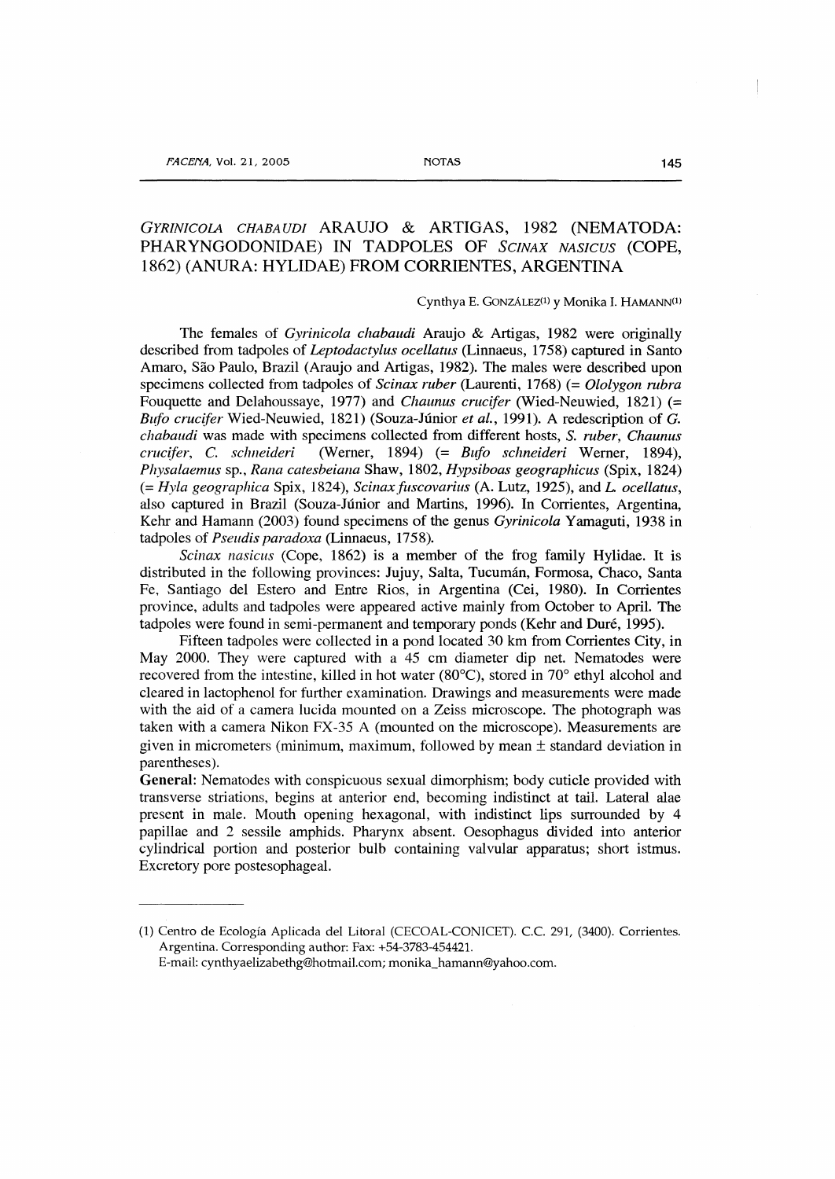# *GYRINICOLA CHABAUDI* ARAUJO & ARTIGAS, 1982 (NEMATODA: PHARYNGODONIDAE) IN TADPOLES OF *SCINAX NASICUS* (COPE, 1862) (ANURA: HYLIDAE) FROM CORRIENTES, ARGENTINA

Cynthya E. GONZÁLEZ[1] y Monika I. HAMANN[1]

The females of *Gyrinicola chabaudi* Araujo & Artigas, 1982 were originally described from tadpoles of *Leptodactylus ocellatus* (Linnaeus, 1758) captured in Santo Amaro, São Paulo, Brazil (Araujo and Artigas, 1982). The males were described upon specimens collected from tadpoles of *Scinax ruber* (Laurenti, 1768) (= *Ololygon rubra* Fouquette and Delahoussaye, 1977) and *Chaunus crucifer* (Wied-Neuwied, 1821) (= *Bufo crucifer* Wied-Neuwied, 1821) (Souza-Júnior *et al.*, 1991). A redescription of *G. chabaudi* was made with specimens collected from different hosts, *S. ruber*, *Chaunus crucifer*, *C. schneideri* (Werner, 1894) (= *Bufo schneideri* Werner, 1894), *Physalaemus* sp., *Rana catesbeiana* Shaw, 1802, *Hypsiboas geographicus* (Spix, 1824) (= *Hyla geographica* Spix, 1824), *Scinax fuscovarius* (A. Lutz, 1925), and *L. ocellatus*, also captured in Brazil (Souza-Júnior and Martins, 1996). In Corrientes, Argentina, Kehr and Hamann (2003) found specimens of the genus *Gyrinicola* Yamaguti, 1938 in tadpoles of *Pseudis paradoxa* (Linnaeus, 1758).

*Scinax nasicus* (Cope, 1862) is a member of the frog family Hylidae. It is distributed in the following provinces: Jujuy, Salta, Tucumán, Formosa, Chaco, Santa Fe, Santiago del Estero and Entre Rios, in Argentina (Cei, 1980). In Corrientes province, adults and tadpoles were appeared active mainly from October to April. The tadpoles were found in semi-permanent and temporary ponds (Kehr and Duré, 1995).

Fifteen tadpoles were collected in a pond located 30 km from Corrientes City, in May 2000. They were captured with a 45 cm diameter dip net. Nematodes were recovered from the intestine, killed in hot water (80°C), stored in 70° ethyl alcohol and cleared in lactophenol for further examination. Drawings and measurements were made with the aid of a camera lucida mounted on a Zeiss microscope. The photograph was taken with a camera Nikon FX-35 A (mounted on the microscope). Measurements are given in micrometers (minimum, maximum, followed by mean ± standard deviation in parentheses).

**General:** Nematodes with conspicuous sexual dimorphism; body cuticle provided with transverse striations, begins at anterior end, becoming indistinct at tail. Lateral alae present in male. Mouth opening hexagonal, with indistinct lips surrounded by 4 papillae and 2 sessile amphids. Pharynx absent. Oesophagus divided into anterior cylindrical portion and posterior bulb containing valvular apparatus; short istmus. Excretory pore postesophageal.

---

(1) Centro de Ecología Aplicada del Litoral (CECOAL-CONICET). C.C. 291, (3400). Corrientes. Argentina. Corresponding author: Fax: +54-3783-454421.
E-mail: cynthyaelizabethg@hotmail.com; monika_hamann@yahoo.com.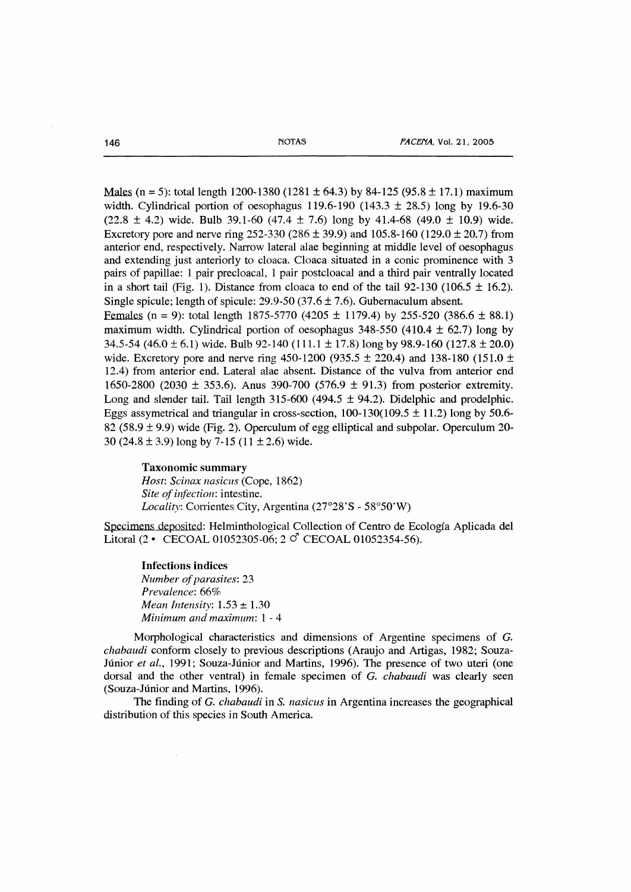Males (n = 5): total length 1200-1380 (1281 ± 64.3) by 84-125 (95.8 ± 17.1) maximum width. Cylindrical portion of oesophagus 119.6-190 (143.3 ± 28.5) long by 19.6-30 (22.8 ± 4.2) wide. Bulb 39.1-60 (47.4 ± 7.6) long by 41.4-68 (49.0 ± 10.9) wide. Excretory pore and nerve ring 252-330 (286 ± 39.9) and 105.8-160 (129.0 ± 20.7) from anterior end, respectively. Narrow lateral alae beginning at middle level of oesophagus and extending just anteriorly to cloaca. Cloaca situated in a conic prominence with 3 pairs of papillae: 1 pair precloacal, 1 pair postcloacal and a third pair ventrally located in a short tail (Fig. 1). Distance from cloaca to end of the tail 92-130 (106.5 ± 16.2). Single spicule; length of spicule: 29.9-50 (37.6 ± 7.6). Gubernaculum absent.

Females (n = 9): total length 1875-5770 (4205 ± 1179.4) by 255-520 (386.6 ± 88.1) maximum width. Cylindrical portion of oesophagus 348-550 (410.4 ± 62.7) long by 34.5-54 (46.0 ± 6.1) wide. Bulb 92-140 (111.1 ± 17.8) long by 98.9-160 (127.8 ± 20.0) wide. Excretory pore and nerve ring 450-1200 (935.5 ± 220.4) and 138-180 (151.0 ± 12.4) from anterior end. Lateral alae absent. Distance of the vulva from anterior end 1650-2800 (2030 ± 353.6). Anus 390-700 (576.9 ± 91.3) from posterior extremity. Long and slender tail. Tail length 315-600 (494.5 ± 94.2). Didelphic and prodelphic. Eggs assymetrical and triangular in cross-section, 100-130(109.5 ± 11.2) long by 50.6-82 (58.9 ± 9.9) wide (Fig. 2). Operculum of egg elliptical and subpolar. Operculum 20-30 (24.8 ± 3.9) long by 7-15 (11 ± 2.6) wide.

**Taxonomic summary**

*Host*: *Scinax nasicus* (Cope, 1862)
*Site of infection*: intestine.
*Locality*: Corrientes City, Argentina (27°28'S - 58°50'W)

Specimens deposited: Helminthological Collection of Centro de Ecología Aplicada del Litoral (2 • CECOAL 01052305-06; 2 ♂ CECOAL 01052354-56).

**Infections indices**

*Number of parasites*: 23
*Prevalence*: 66%
*Mean Intensity*: 1.53 ± 1.30
*Minimum and maximum*: 1 - 4

Morphological characteristics and dimensions of Argentine specimens of *G. chabaudi* conform closely to previous descriptions (Araujo and Artigas, 1982; Souza-Júnior *et al.*, 1991; Souza-Júnior and Martins, 1996). The presence of two uteri (one dorsal and the other ventral) in female specimen of *G. chabaudi* was clearly seen (Souza-Júnior and Martins, 1996).

The finding of *G. chabaudi* in *S. nasicus* in Argentina increases the geographical distribution of this species in South America.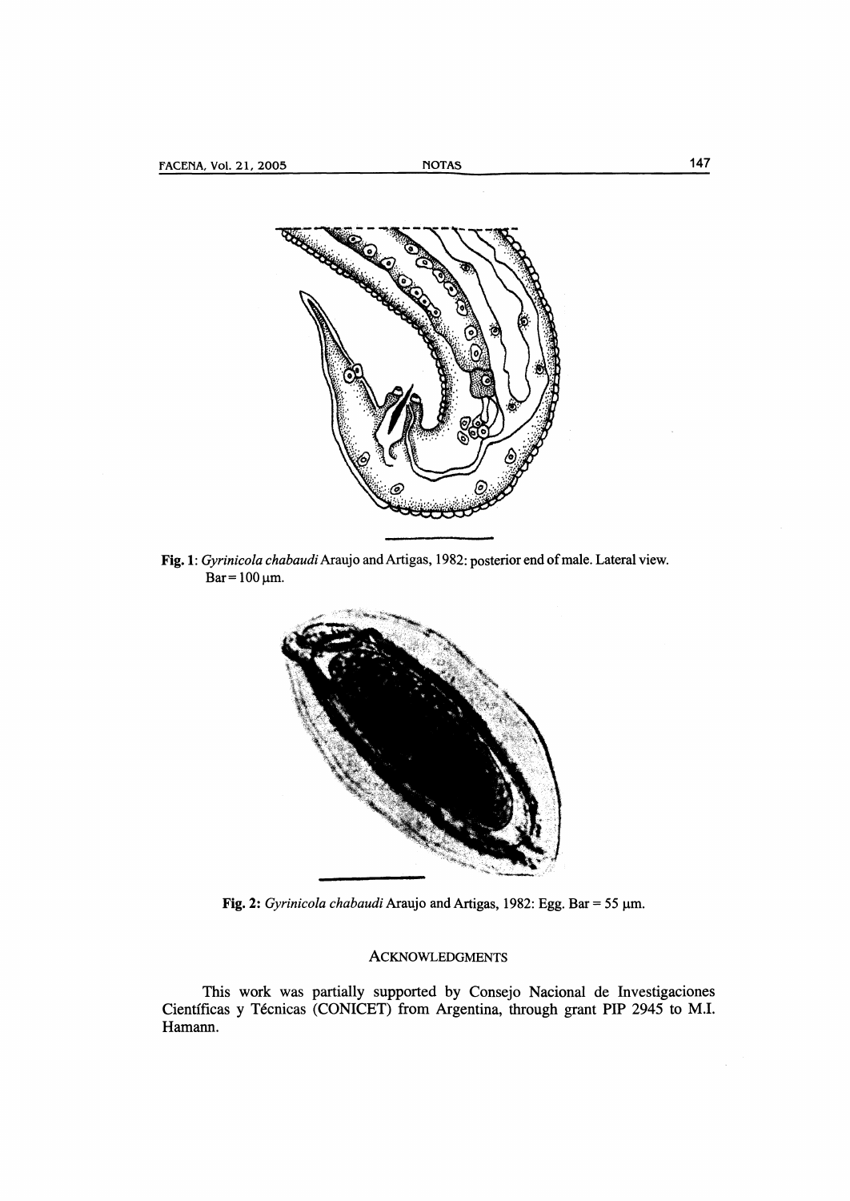**Fig. 1**: *Gyrinicola chabaudi* Araujo and Artigas, 1982: posterior end of male. Lateral view. Bar = 100 μm.

**Fig. 2**: *Gyrinicola chabaudi* Araujo and Artigas, 1982: Egg. Bar = 55 μm.

## ACKNOWLEDGMENTS

This work was partially supported by Consejo Nacional de Investigaciones Científicas y Técnicas (CONICET) from Argentina, through grant PIP 2945 to M.I. Hamann.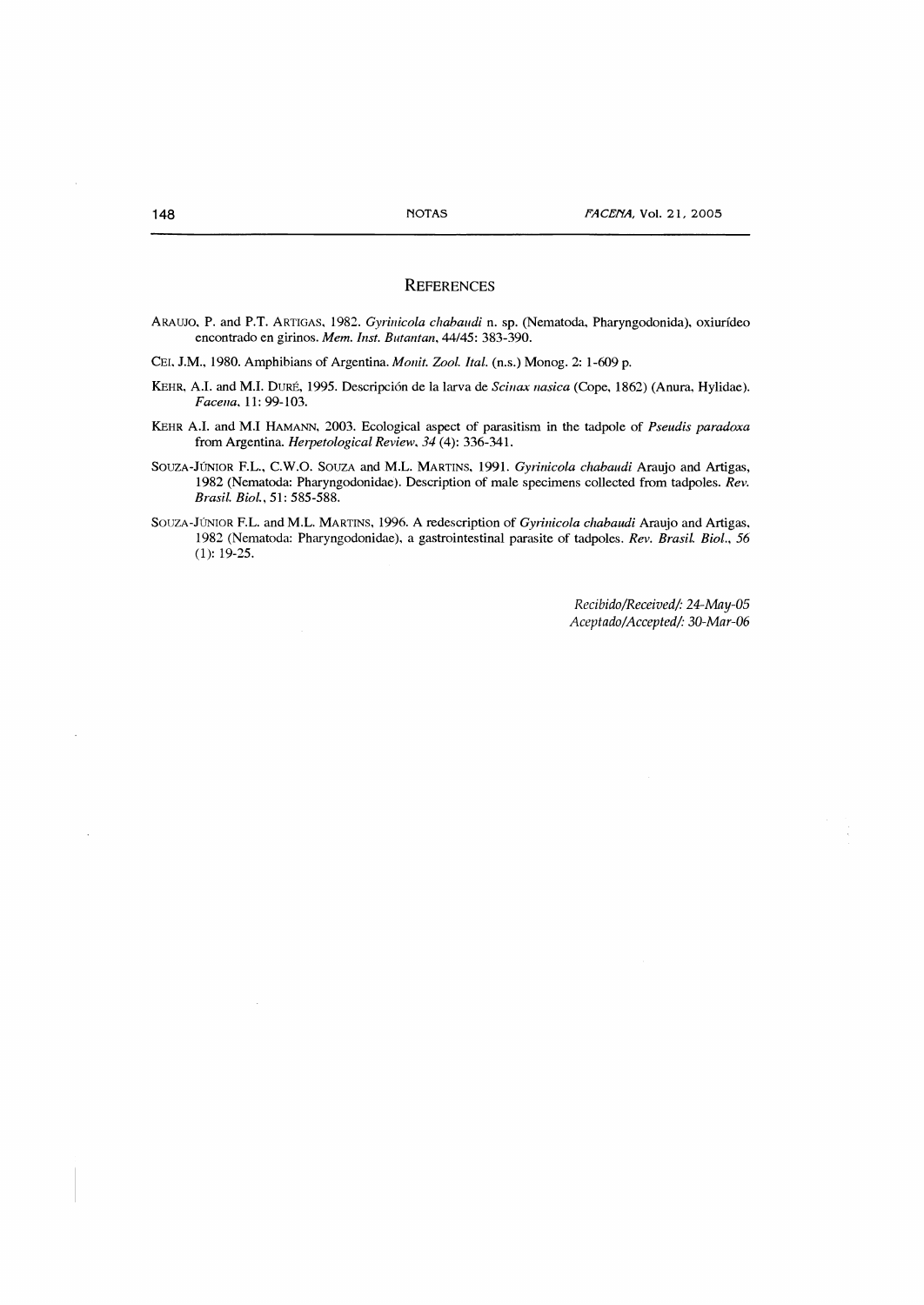## References

ARAUJO, P. and P.T. ARTIGAS, 1982. *Gyrinicola chabaudi* n. sp. (Nematoda, Pharyngodonida), oxiurídeo encontrado en girinos. *Mem. Inst. Butantan*, 44/45: 383-390.

CEI, J.M., 1980. Amphibians of Argentina. *Monit. Zool. Ital.* (n.s.) Monog. 2: 1-609 p.

KEHR, A.I. and M.I. DURÉ, 1995. Descripción de la larva de *Scinax nasica* (Cope, 1862) (Anura, Hylidae). *Facena*, 11: 99-103.

KEHR A.I. and M.I HAMANN, 2003. Ecological aspect of parasitism in the tadpole of *Pseudis paradoxa* from Argentina. *Herpetological Review*, *34* (4): 336-341.

SOUZA-JÚNIOR F.L., C.W.O. SOUZA and M.L. MARTINS, 1991. *Gyrinicola chabaudi* Araujo and Artigas, 1982 (Nematoda: Pharyngodonidae). Description of male specimens collected from tadpoles. *Rev. Brasil. Biol.*, 51: 585-588.

SOUZA-JÚNIOR F.L. and M.L. MARTINS, 1996. A redescription of *Gyrinicola chabaudi* Araujo and Artigas, 1982 (Nematoda: Pharyngodonidae), a gastrointestinal parasite of tadpoles. *Rev. Brasil. Biol.*, *56* (1): 19-25.

*Recibido/Received/: 24-May-05*
*Aceptado/Accepted/: 30-Mar-06*